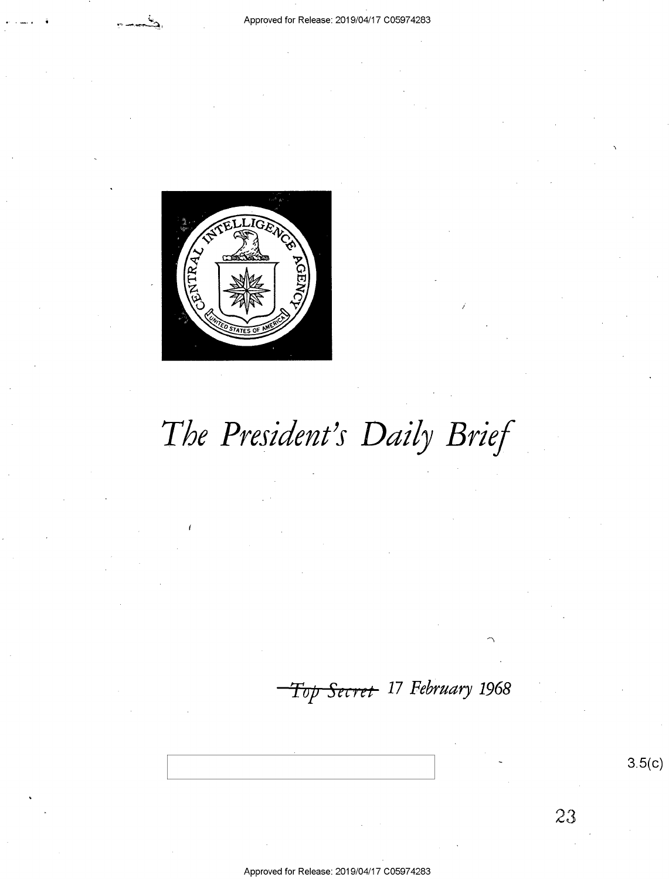# *The President's Daily Brief*

~~Top Secret~~ *17 February 1968*

3.5(c)

23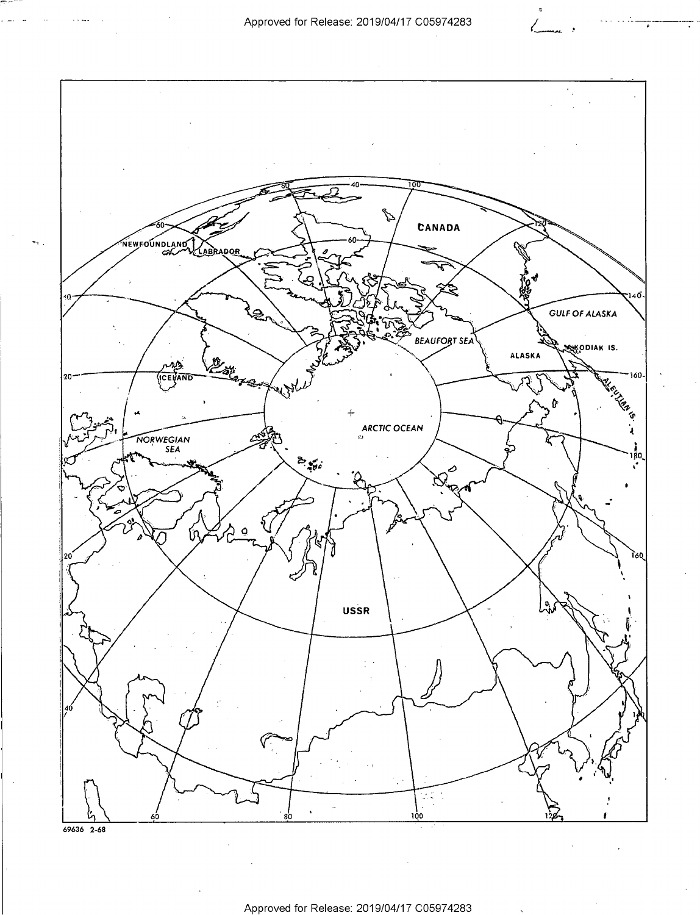NEWFOUNDLAND

LABRADOR

CANADA

BEAUFORT SEA

GULF OF ALASKA

KODIAK IS.

ALASKA

ALEUTIAN IS.

ICELAND

ARCTIC OCEAN

NORWEGIAN SEA

USSR

69636 2-68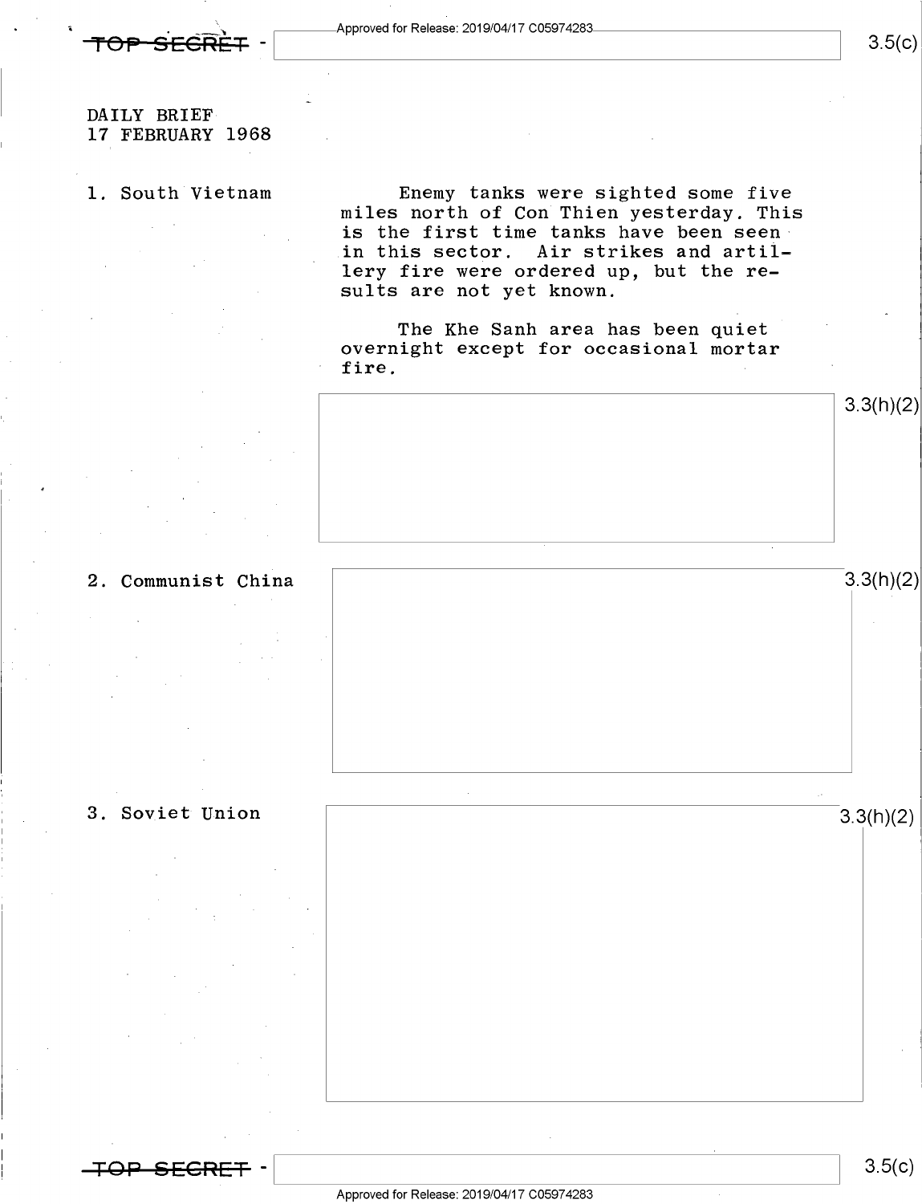DAILY BRIEF
17 FEBRUARY 1968

1. South Vietnam

Enemy tanks were sighted some five miles north of Con Thien yesterday. This is the first time tanks have been seen in this sector. Air strikes and artillery fire were ordered up, but the results are not yet known.

The Khe Sanh area has been quiet overnight except for occasional mortar fire.

3.3(h)(2)

2. Communist China

3.3(h)(2)

3. Soviet Union

3.3(h)(2)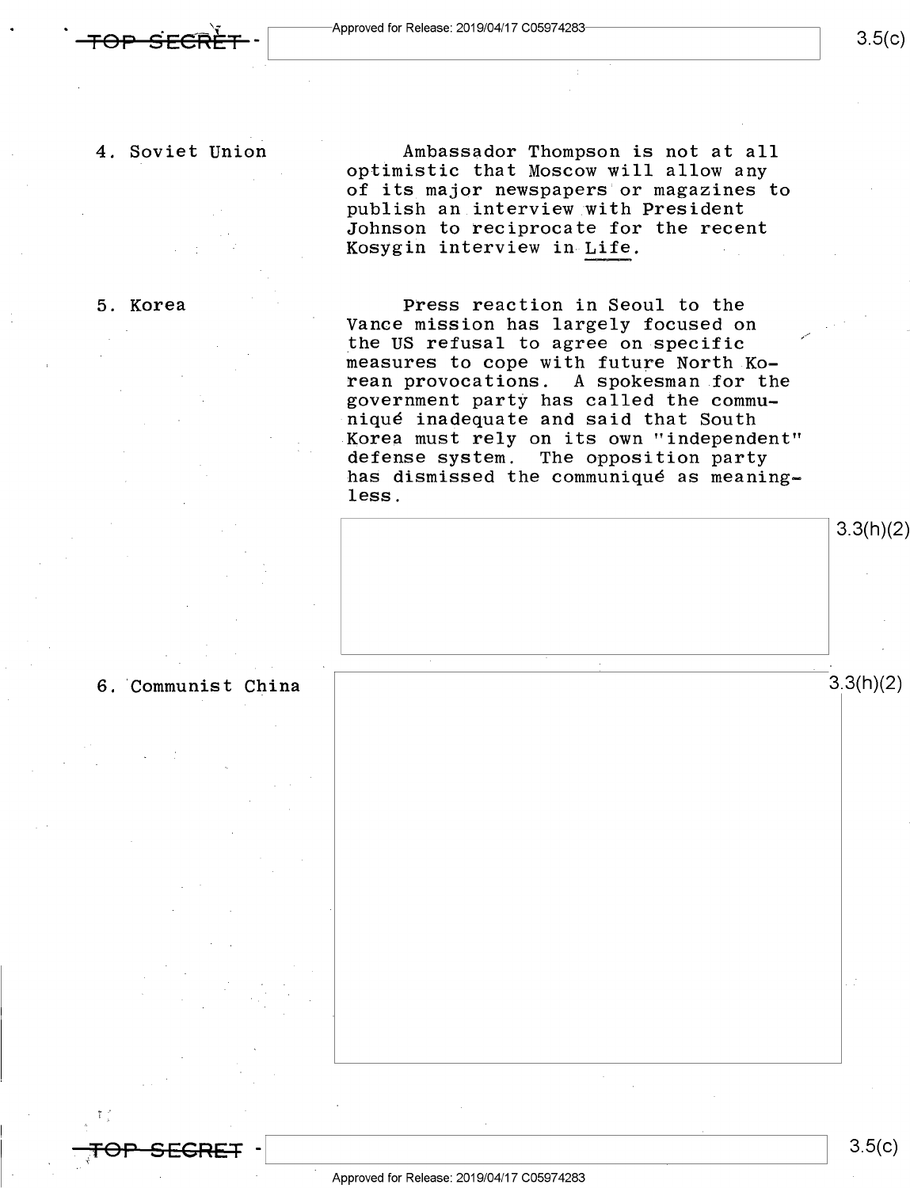4. Soviet Union

Ambassador Thompson is not at all optimistic that Moscow will allow any of its major newspapers or magazines to publish an interview with President Johnson to reciprocate for the recent Kosygin interview in Life.

5. Korea

Press reaction in Seoul to the Vance mission has largely focused on the US refusal to agree on specific measures to cope with future North Korean provocations. A spokesman for the government party has called the communiqué inadequate and said that South Korea must rely on its own "independent" defense system. The opposition party has dismissed the communiqué as meaningless.

3.3(h)(2)

6. Communist China

3.3(h)(2)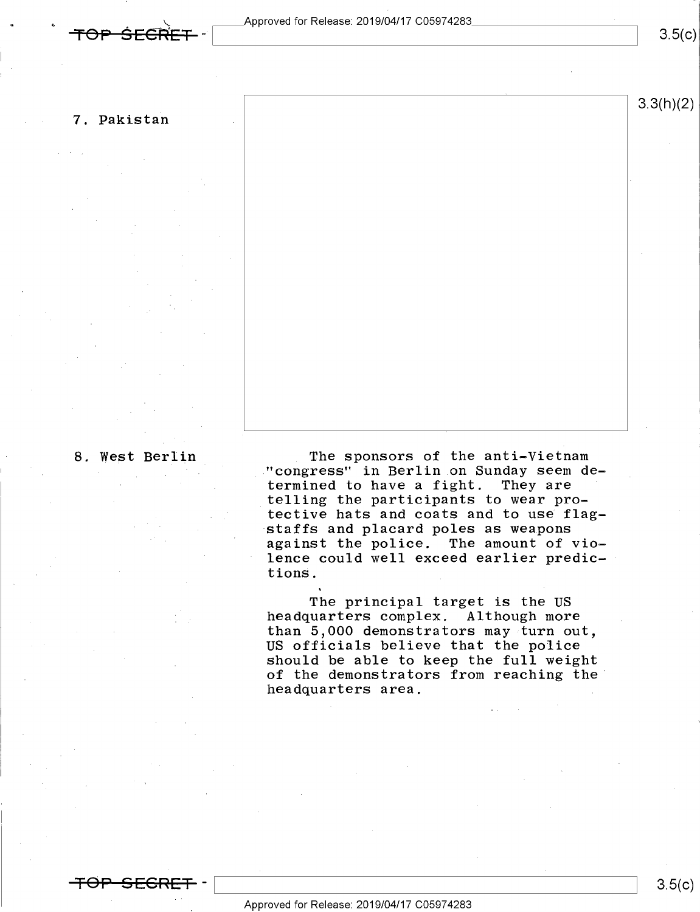7. Pakistan

3.3(h)(2)

8. West Berlin

The sponsors of the anti-Vietnam "congress" in Berlin on Sunday seem determined to have a fight. They are telling the participants to wear protective hats and coats and to use flagstaffs and placard poles as weapons against the police. The amount of violence could well exceed earlier predictions.

The principal target is the US headquarters complex. Although more than 5,000 demonstrators may turn out, US officials believe that the police should be able to keep the full weight of the demonstrators from reaching the headquarters area.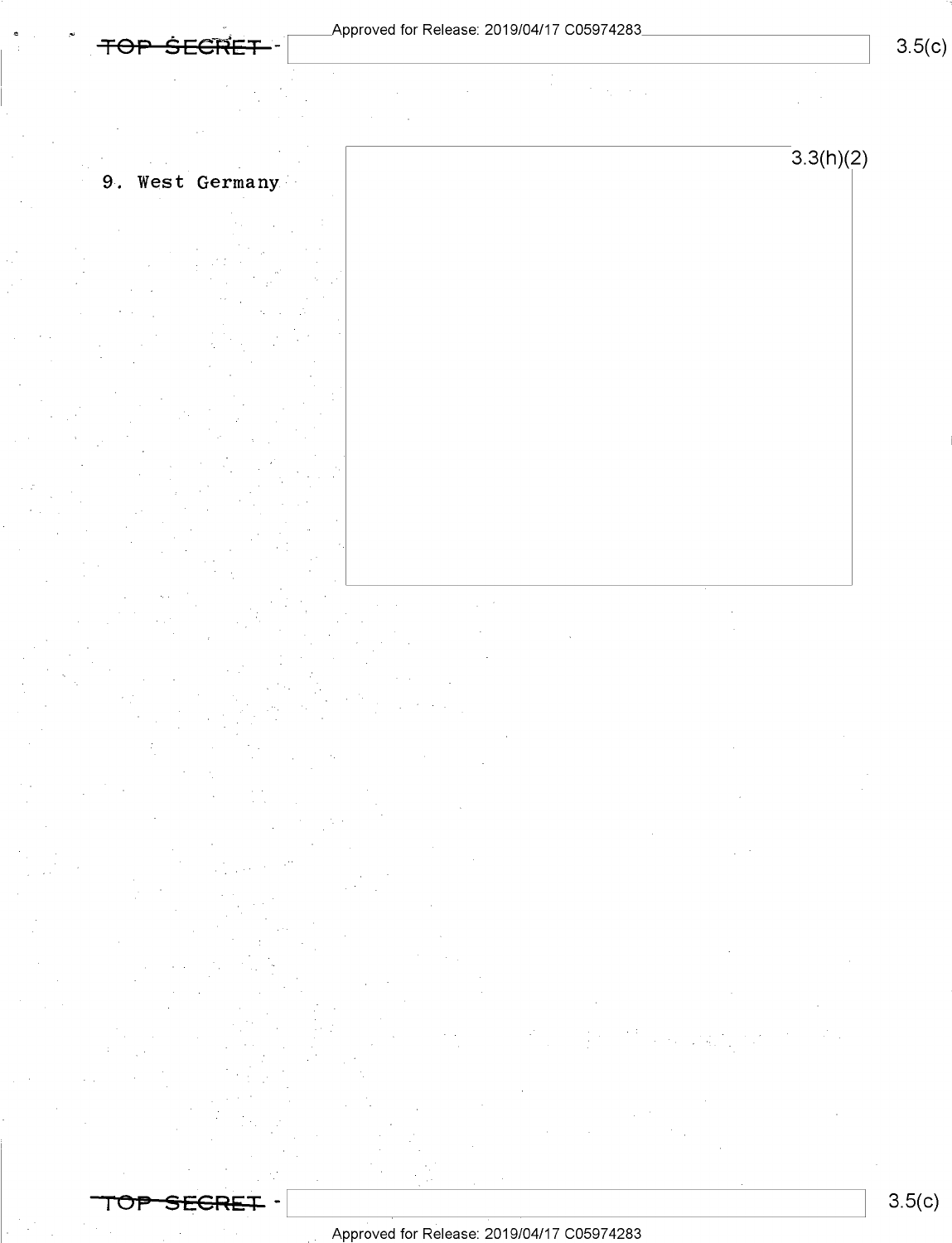9. West Germany

3.3(h)(2)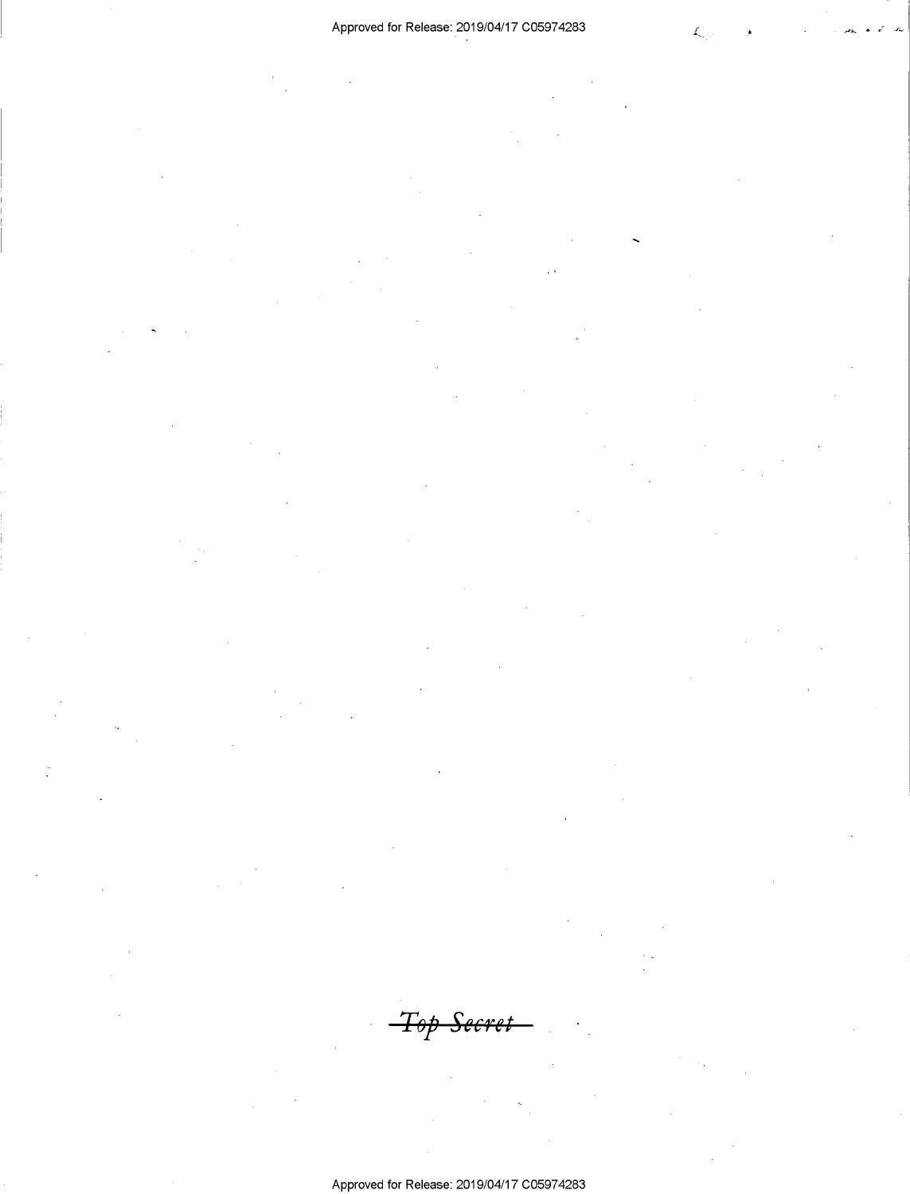~~Top Secret~~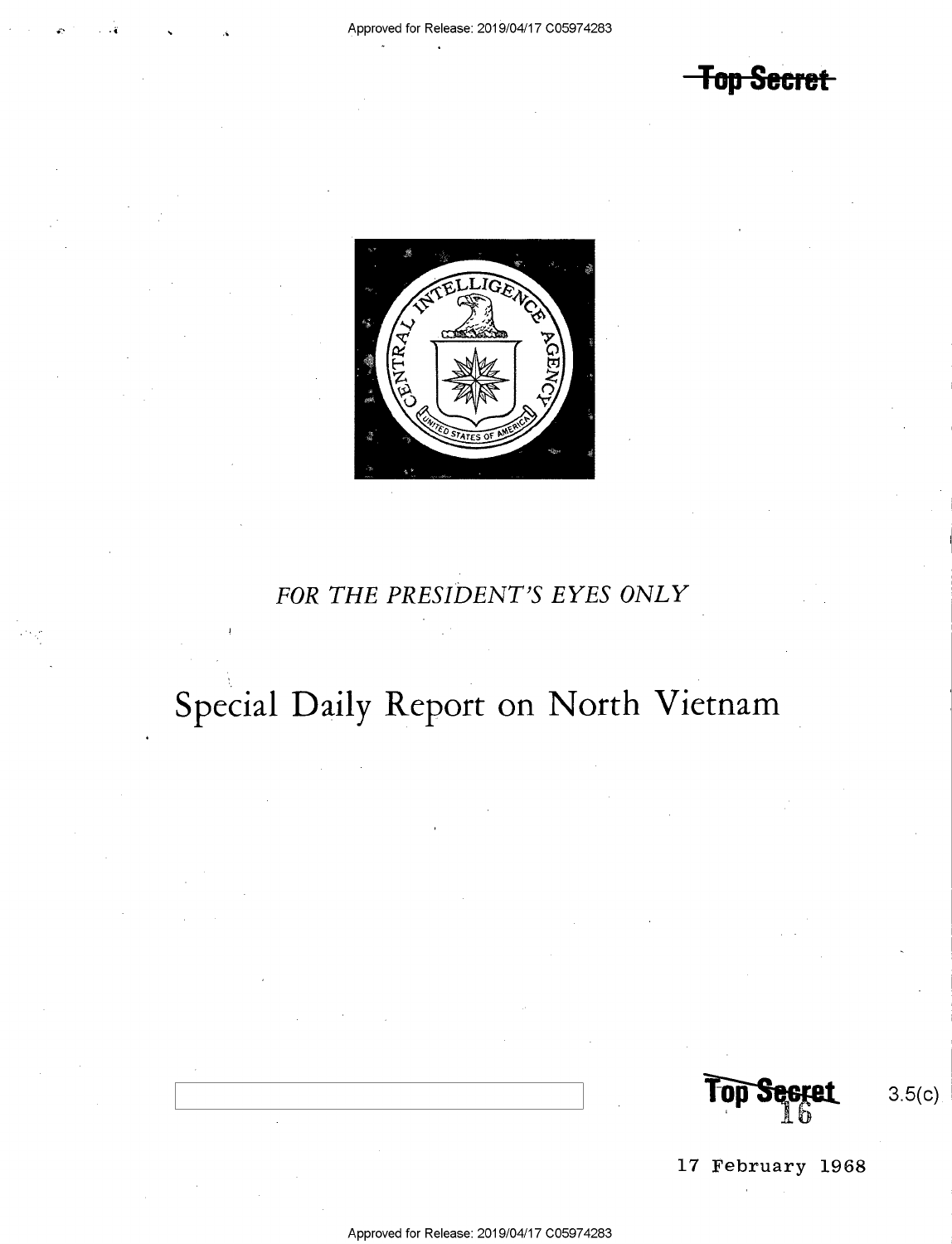~~Top Secret~~

*FOR THE PRESIDENT'S EYES ONLY*

# Special Daily Report on North Vietnam

~~Top Secret~~ 16

3.5(c)

17 February 1968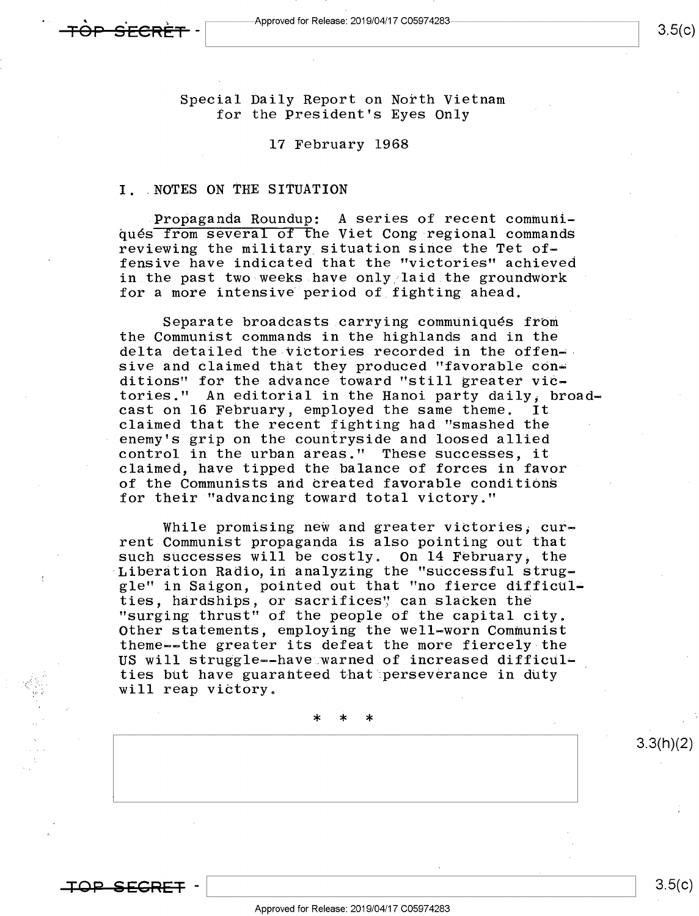Special Daily Report on North Vietnam
for the President's Eyes Only

17 February 1968

## I. NOTES ON THE SITUATION

Propaganda Roundup: A series of recent communiqués from several of the Viet Cong regional commands reviewing the military situation since the Tet offensive have indicated that the "victories" achieved in the past two weeks have only laid the groundwork for a more intensive period of fighting ahead.

Separate broadcasts carrying communiqués from the Communist commands in the highlands and in the delta detailed the victories recorded in the offensive and claimed that they produced "favorable conditions" for the advance toward "still greater victories." An editorial in the Hanoi party daily, broadcast on 16 February, employed the same theme. It claimed that the recent fighting had "smashed the enemy's grip on the countryside and loosed allied control in the urban areas." These successes, it claimed, have tipped the balance of forces in favor of the Communists and created favorable conditions for their "advancing toward total victory."

While promising new and greater victories, current Communist propaganda is also pointing out that such successes will be costly. On 14 February, the Liberation Radio, in analyzing the "successful struggle" in Saigon, pointed out that "no fierce difficulties, hardships, or sacrifices" can slacken the "surging thrust" of the people of the capital city. Other statements, employing the well-worn Communist theme--the greater its defeat the more fiercely the US will struggle--have warned of increased difficulties but have guaranteed that perseverance in duty will reap victory.

* * *

3.3(h)(2)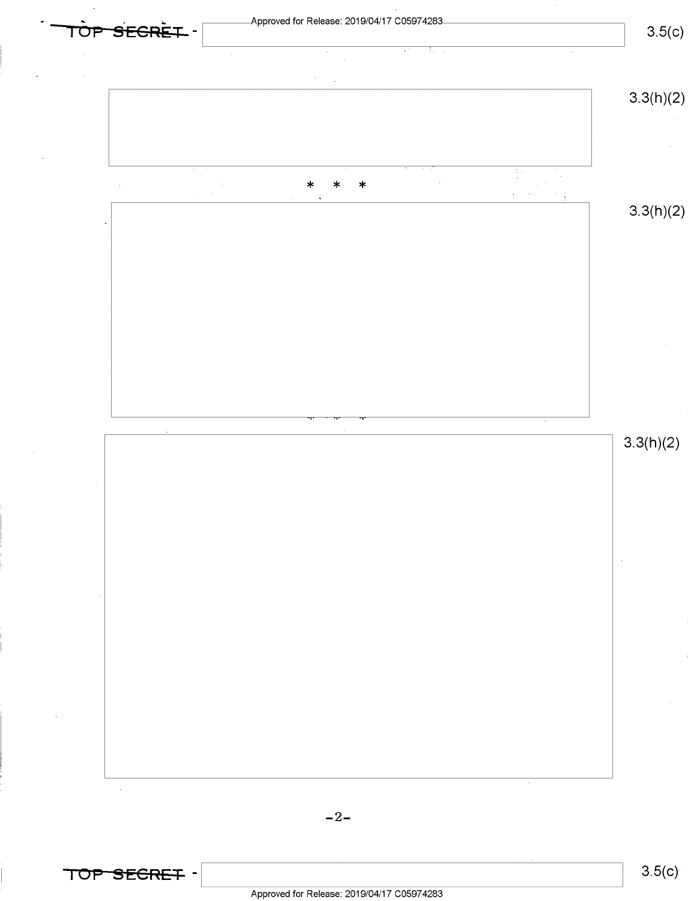TOP SECRET - 3.5(c)

3.3(h)(2)

\*   \*   \*

3.3(h)(2)

3.3(h)(2)

TOP SECRET - 3.5(c)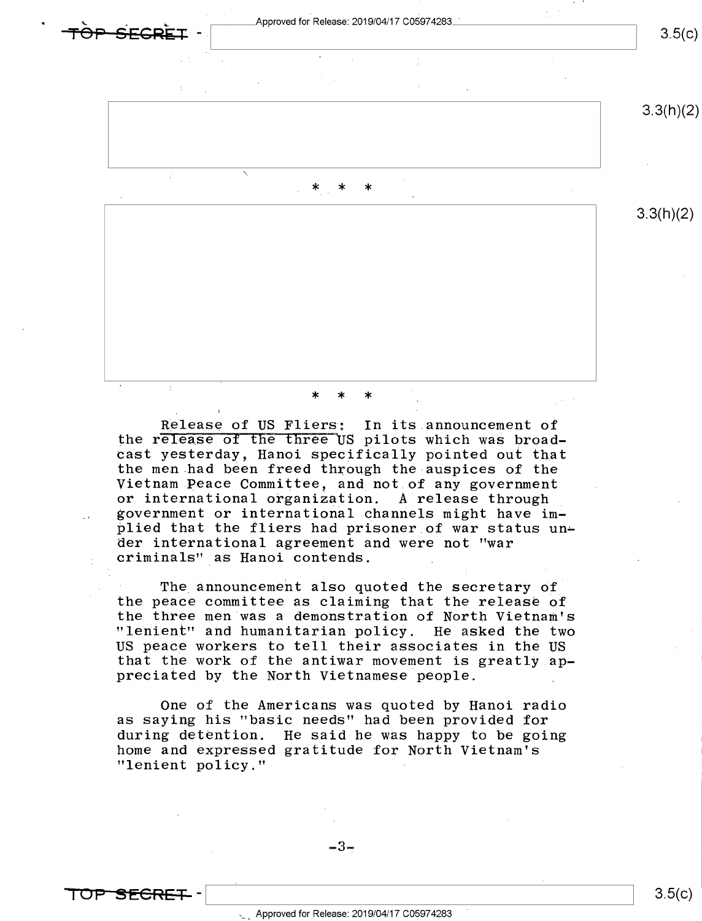\* \* \*

\* \* \*

<u>Release of US Fliers</u>: In its announcement of the release of the three US pilots which was broadcast yesterday, Hanoi specifically pointed out that the men had been freed through the auspices of the Vietnam Peace Committee, and not of any government or international organization. A release through government or international channels might have implied that the fliers had prisoner of war status under international agreement and were not "war criminals" as Hanoi contends.

The announcement also quoted the secretary of the peace committee as claiming that the release of the three men was a demonstration of North Vietnam's "lenient" and humanitarian policy. He asked the two US peace workers to tell their associates in the US that the work of the antiwar movement is greatly appreciated by the North Vietnamese people.

One of the Americans was quoted by Hanoi radio as saying his "basic needs" had been provided for during detention. He said he was happy to be going home and expressed gratitude for North Vietnam's "lenient policy."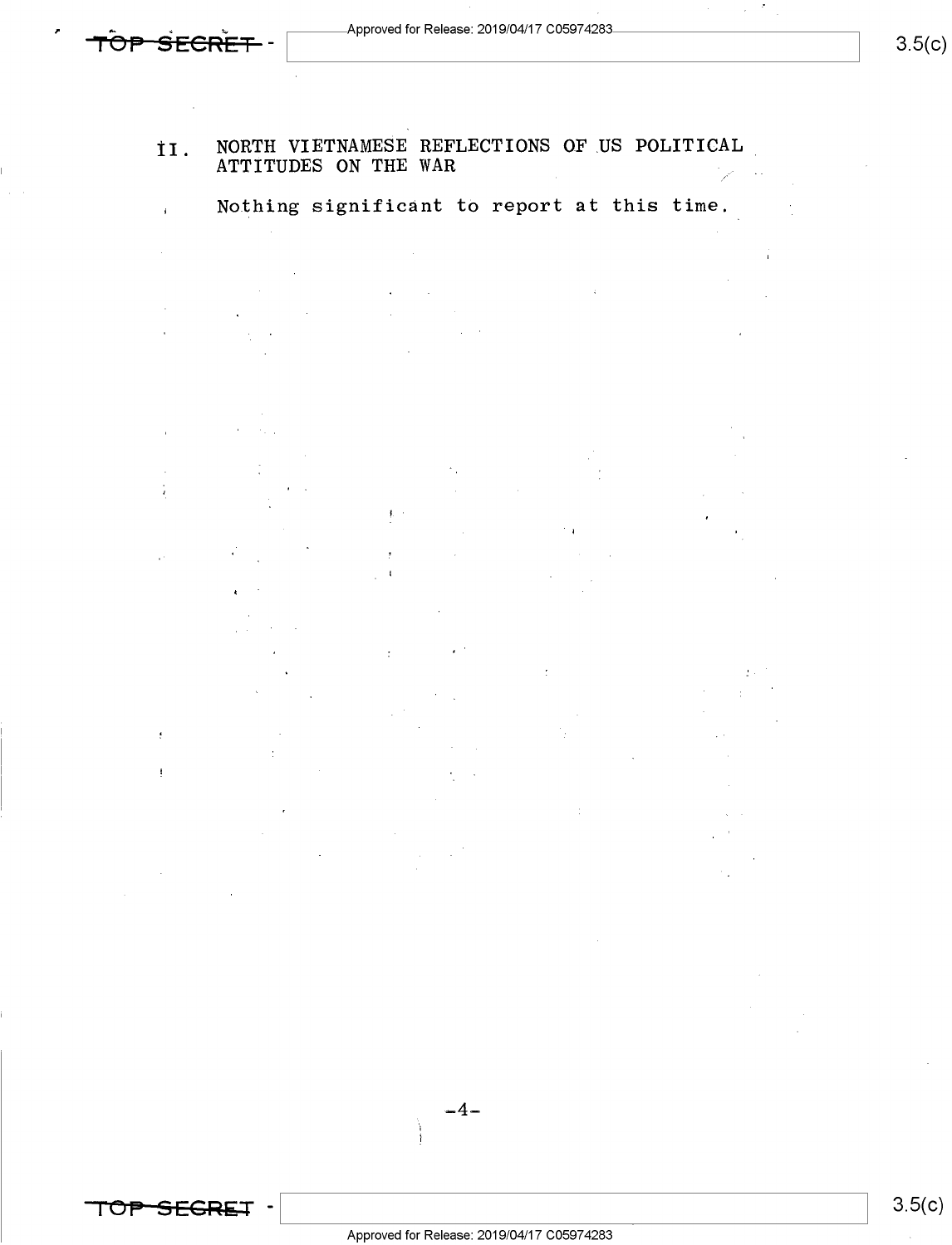## II. NORTH VIETNAMESE REFLECTIONS OF US POLITICAL ATTITUDES ON THE WAR

Nothing significant to report at this time.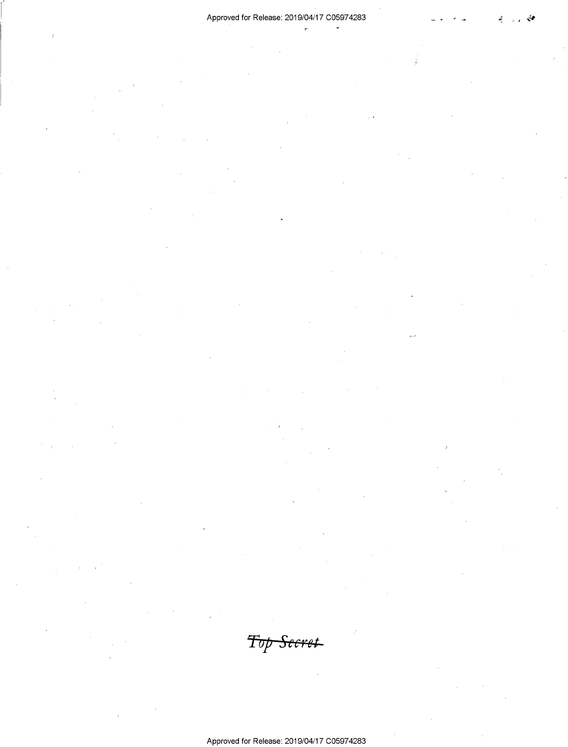~~Top Secret~~